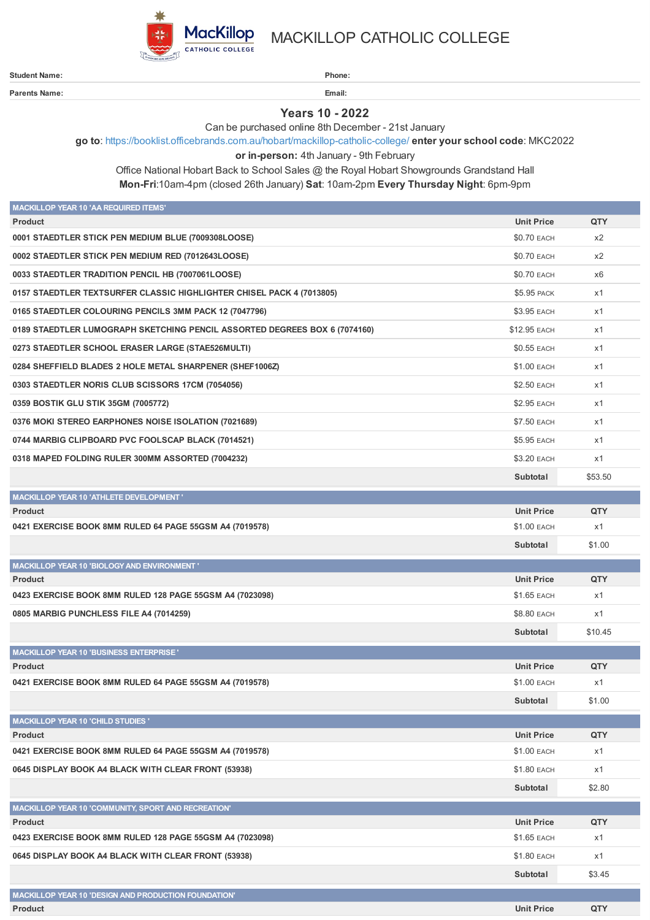# MACKILLOP CATHOLIC COLLEGE

**Student Name:** **Phone:**

**Parents Name:** **Email:**

## Years 10 - 2022

Can be purchased online 8th December - 21st January

**go to**: https://booklist.officebrands.com.au/hobart/mackillop-catholic-college/ **enter your school code**: MKC2022

**or in-person:** 4th January - 9th February

Office National Hobart Back to School Sales @ the Royal Hobart Showgrounds Grandstand Hall

**Mon-Fri**:10am-4pm (closed 26th January) **Sat**: 10am-2pm **Every Thursday Night**: 6pm-9pm

**MACKILLOP YEAR 10 'AA REQUIRED ITEMS'**

| Product | Unit Price | QTY |
|---|---|---|
| 0001 STAEDTLER STICK PEN MEDIUM BLUE (7009308LOOSE) | $0.70 EACH | x2 |
| 0002 STAEDTLER STICK PEN MEDIUM RED (7012643LOOSE) | $0.70 EACH | x2 |
| 0033 STAEDTLER TRADITION PENCIL HB (7007061LOOSE) | $0.70 EACH | x6 |
| 0157 STAEDTLER TEXTSURFER CLASSIC HIGHLIGHTER CHISEL PACK 4 (7013805) | $5.95 PACK | x1 |
| 0165 STAEDTLER COLOURING PENCILS 3MM PACK 12 (7047796) | $3.95 EACH | x1 |
| 0189 STAEDTLER LUMOGRAPH SKETCHING PENCIL ASSORTED DEGREES BOX 6 (7074160) | $12.95 EACH | x1 |
| 0273 STAEDTLER SCHOOL ERASER LARGE (STAE526MULTI) | $0.55 EACH | x1 |
| 0284 SHEFFIELD BLADES 2 HOLE METAL SHARPENER (SHEF1006Z) | $1.00 EACH | x1 |
| 0303 STAEDTLER NORIS CLUB SCISSORS 17CM (7054056) | $2.50 EACH | x1 |
| 0359 BOSTIK GLU STIK 35GM (7005772) | $2.95 EACH | x1 |
| 0376 MOKI STEREO EARPHONES NOISE ISOLATION (7021689) | $7.50 EACH | x1 |
| 0744 MARBIG CLIPBOARD PVC FOOLSCAP BLACK (7014521) | $5.95 EACH | x1 |
| 0318 MAPED FOLDING RULER 300MM ASSORTED (7004232) | $3.20 EACH | x1 |
| | **Subtotal** | $53.50 |

**MACKILLOP YEAR 10 'ATHLETE DEVELOPMENT '**

| Product | Unit Price | QTY |
|---|---|---|
| 0421 EXERCISE BOOK 8MM RULED 64 PAGE 55GSM A4 (7019578) | $1.00 EACH | x1 |
| | **Subtotal** | $1.00 |

**MACKILLOP YEAR 10 'BIOLOGY AND ENVIRONMENT '**

| Product | Unit Price | QTY |
|---|---|---|
| 0423 EXERCISE BOOK 8MM RULED 128 PAGE 55GSM A4 (7023098) | $1.65 EACH | x1 |
| 0805 MARBIG PUNCHLESS FILE A4 (7014259) | $8.80 EACH | x1 |
| | **Subtotal** | $10.45 |

**MACKILLOP YEAR 10 'BUSINESS ENTERPRISE '**

| Product | Unit Price | QTY |
|---|---|---|
| 0421 EXERCISE BOOK 8MM RULED 64 PAGE 55GSM A4 (7019578) | $1.00 EACH | x1 |
| | **Subtotal** | $1.00 |

**MACKILLOP YEAR 10 'CHILD STUDIES '**

| Product | Unit Price | QTY |
|---|---|---|
| 0421 EXERCISE BOOK 8MM RULED 64 PAGE 55GSM A4 (7019578) | $1.00 EACH | x1 |
| 0645 DISPLAY BOOK A4 BLACK WITH CLEAR FRONT (53938) | $1.80 EACH | x1 |
| | **Subtotal** | $2.80 |

**MACKILLOP YEAR 10 'COMMUNITY, SPORT AND RECREATION'**

| Product | Unit Price | QTY |
|---|---|---|
| 0423 EXERCISE BOOK 8MM RULED 128 PAGE 55GSM A4 (7023098) | $1.65 EACH | x1 |
| 0645 DISPLAY BOOK A4 BLACK WITH CLEAR FRONT (53938) | $1.80 EACH | x1 |
| | **Subtotal** | $3.45 |

**MACKILLOP YEAR 10 'DESIGN AND PRODUCTION FOUNDATION'**

| Product | Unit Price | QTY |
|---|---|---|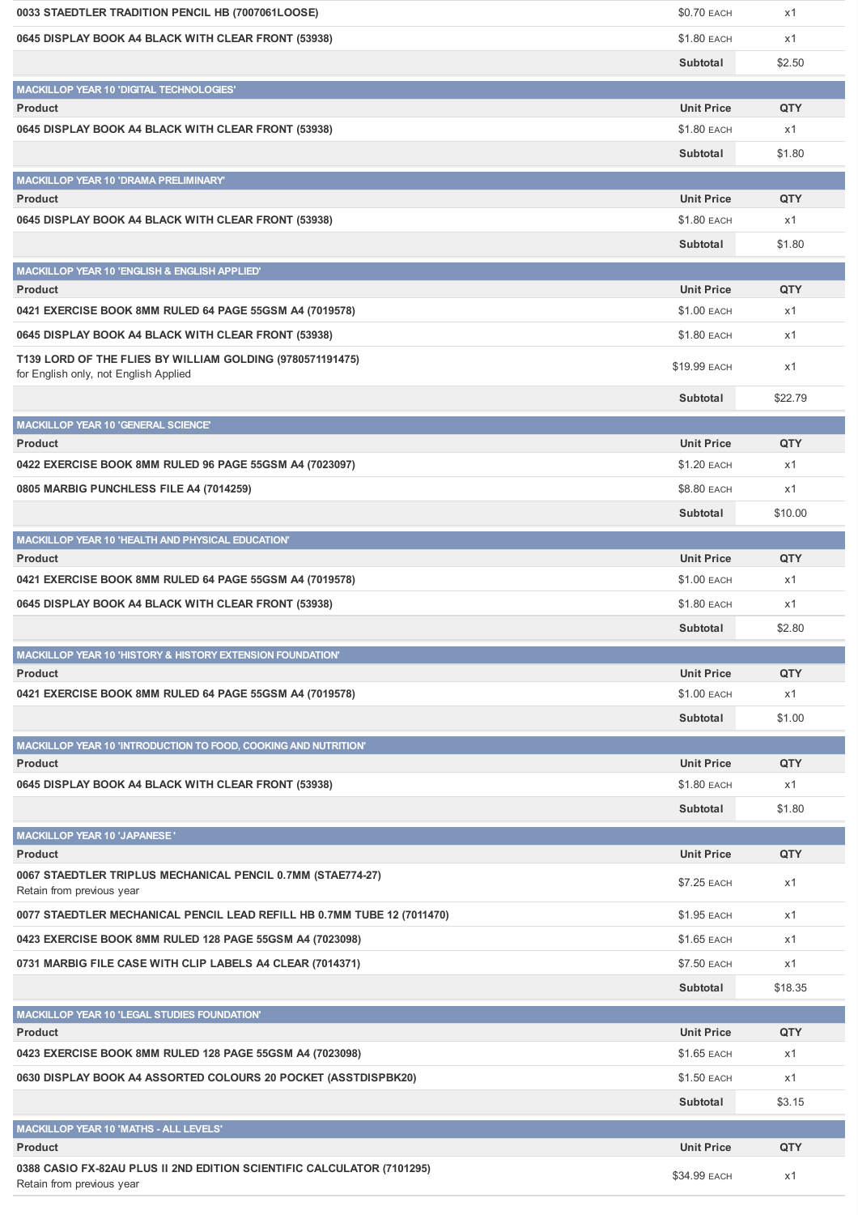| Product | Unit Price | QTY |
| --- | --- | --- |
| 0033 STAEDTLER TRADITION PENCIL HB (7007061LOOSE) | $0.70 EACH | x1 |
| 0645 DISPLAY BOOK A4 BLACK WITH CLEAR FRONT (53938) | $1.80 EACH | x1 |
| | Subtotal | $2.50 |

### MACKILLOP YEAR 10 'DIGITAL TECHNOLOGIES'

| Product | Unit Price | QTY |
| --- | --- | --- |
| 0645 DISPLAY BOOK A4 BLACK WITH CLEAR FRONT (53938) | $1.80 EACH | x1 |
| | Subtotal | $1.80 |

### MACKILLOP YEAR 10 'DRAMA PRELIMINARY'

| Product | Unit Price | QTY |
| --- | --- | --- |
| 0645 DISPLAY BOOK A4 BLACK WITH CLEAR FRONT (53938) | $1.80 EACH | x1 |
| | Subtotal | $1.80 |

### MACKILLOP YEAR 10 'ENGLISH & ENGLISH APPLIED'

| Product | Unit Price | QTY |
| --- | --- | --- |
| 0421 EXERCISE BOOK 8MM RULED 64 PAGE 55GSM A4 (7019578) | $1.00 EACH | x1 |
| 0645 DISPLAY BOOK A4 BLACK WITH CLEAR FRONT (53938) | $1.80 EACH | x1 |
| T139 LORD OF THE FLIES BY WILLIAM GOLDING (9780571191475) for English only, not English Applied | $19.99 EACH | x1 |
| | Subtotal | $22.79 |

### MACKILLOP YEAR 10 'GENERAL SCIENCE'

| Product | Unit Price | QTY |
| --- | --- | --- |
| 0422 EXERCISE BOOK 8MM RULED 96 PAGE 55GSM A4 (7023097) | $1.20 EACH | x1 |
| 0805 MARBIG PUNCHLESS FILE A4 (7014259) | $8.80 EACH | x1 |
| | Subtotal | $10.00 |

### MACKILLOP YEAR 10 'HEALTH AND PHYSICAL EDUCATION'

| Product | Unit Price | QTY |
| --- | --- | --- |
| 0421 EXERCISE BOOK 8MM RULED 64 PAGE 55GSM A4 (7019578) | $1.00 EACH | x1 |
| 0645 DISPLAY BOOK A4 BLACK WITH CLEAR FRONT (53938) | $1.80 EACH | x1 |
| | Subtotal | $2.80 |

### MACKILLOP YEAR 10 'HISTORY & HISTORY EXTENSION FOUNDATION'

| Product | Unit Price | QTY |
| --- | --- | --- |
| 0421 EXERCISE BOOK 8MM RULED 64 PAGE 55GSM A4 (7019578) | $1.00 EACH | x1 |
| | Subtotal | $1.00 |

### MACKILLOP YEAR 10 'INTRODUCTION TO FOOD, COOKING AND NUTRITION'

| Product | Unit Price | QTY |
| --- | --- | --- |
| 0645 DISPLAY BOOK A4 BLACK WITH CLEAR FRONT (53938) | $1.80 EACH | x1 |
| | Subtotal | $1.80 |

### MACKILLOP YEAR 10 'JAPANESE '

| Product | Unit Price | QTY |
| --- | --- | --- |
| 0067 STAEDTLER TRIPLUS MECHANICAL PENCIL 0.7MM (STAE774-27) Retain from previous year | $7.25 EACH | x1 |
| 0077 STAEDTLER MECHANICAL PENCIL LEAD REFILL HB 0.7MM TUBE 12 (7011470) | $1.95 EACH | x1 |
| 0423 EXERCISE BOOK 8MM RULED 128 PAGE 55GSM A4 (7023098) | $1.65 EACH | x1 |
| 0731 MARBIG FILE CASE WITH CLIP LABELS A4 CLEAR (7014371) | $7.50 EACH | x1 |
| | Subtotal | $18.35 |

### MACKILLOP YEAR 10 'LEGAL STUDIES FOUNDATION'

| Product | Unit Price | QTY |
| --- | --- | --- |
| 0423 EXERCISE BOOK 8MM RULED 128 PAGE 55GSM A4 (7023098) | $1.65 EACH | x1 |
| 0630 DISPLAY BOOK A4 ASSORTED COLOURS 20 POCKET (ASSTDISPBK20) | $1.50 EACH | x1 |
| | Subtotal | $3.15 |

### MACKILLOP YEAR 10 'MATHS - ALL LEVELS'

| Product | Unit Price | QTY |
| --- | --- | --- |
| 0388 CASIO FX-82AU PLUS II 2ND EDITION SCIENTIFIC CALCULATOR (7101295) Retain from previous year | $34.99 EACH | x1 |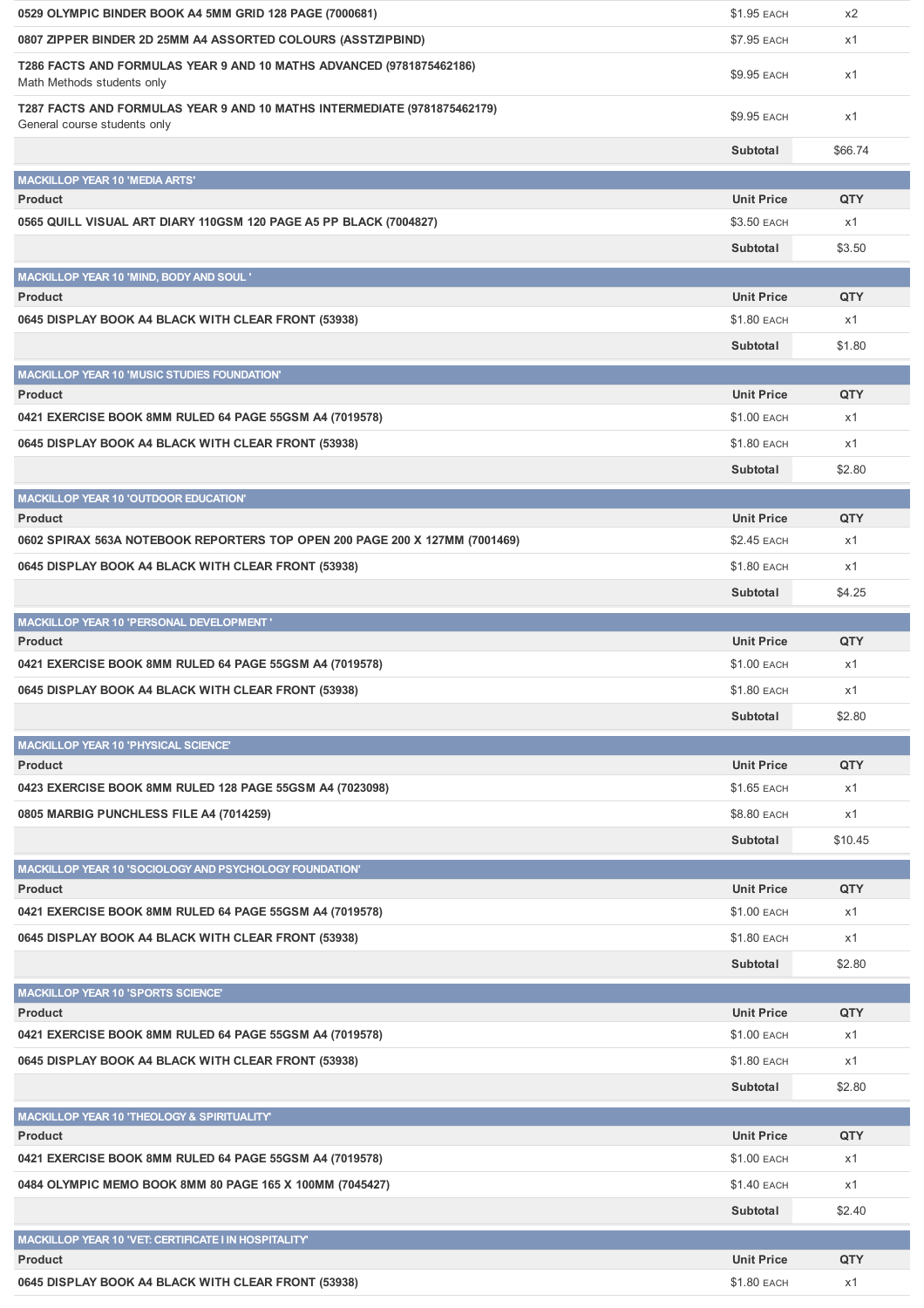| Product | Unit Price | QTY |
|---|---|---|
| 0529 OLYMPIC BINDER BOOK A4 5MM GRID 128 PAGE (7000681) | $1.95 EACH | x2 |
| 0807 ZIPPER BINDER 2D 25MM A4 ASSORTED COLOURS (ASSTZIPBIND) | $7.95 EACH | x1 |
| T286 FACTS AND FORMULAS YEAR 9 AND 10 MATHS ADVANCED (9781875462186) Math Methods students only | $9.95 EACH | x1 |
| T287 FACTS AND FORMULAS YEAR 9 AND 10 MATHS INTERMEDIATE (9781875462179) General course students only | $9.95 EACH | x1 |
| | Subtotal | $66.74 |

## MACKILLOP YEAR 10 'MEDIA ARTS'

| Product | Unit Price | QTY |
|---|---|---|
| 0565 QUILL VISUAL ART DIARY 110GSM 120 PAGE A5 PP BLACK (7004827) | $3.50 EACH | x1 |
| | Subtotal | $3.50 |

## MACKILLOP YEAR 10 'MIND, BODY AND SOUL '

| Product | Unit Price | QTY |
|---|---|---|
| 0645 DISPLAY BOOK A4 BLACK WITH CLEAR FRONT (53938) | $1.80 EACH | x1 |
| | Subtotal | $1.80 |

## MACKILLOP YEAR 10 'MUSIC STUDIES FOUNDATION'

| Product | Unit Price | QTY |
|---|---|---|
| 0421 EXERCISE BOOK 8MM RULED 64 PAGE 55GSM A4 (7019578) | $1.00 EACH | x1 |
| 0645 DISPLAY BOOK A4 BLACK WITH CLEAR FRONT (53938) | $1.80 EACH | x1 |
| | Subtotal | $2.80 |

## MACKILLOP YEAR 10 'OUTDOOR EDUCATION'

| Product | Unit Price | QTY |
|---|---|---|
| 0602 SPIRAX 563A NOTEBOOK REPORTERS TOP OPEN 200 PAGE 200 X 127MM (7001469) | $2.45 EACH | x1 |
| 0645 DISPLAY BOOK A4 BLACK WITH CLEAR FRONT (53938) | $1.80 EACH | x1 |
| | Subtotal | $4.25 |

## MACKILLOP YEAR 10 'PERSONAL DEVELOPMENT '

| Product | Unit Price | QTY |
|---|---|---|
| 0421 EXERCISE BOOK 8MM RULED 64 PAGE 55GSM A4 (7019578) | $1.00 EACH | x1 |
| 0645 DISPLAY BOOK A4 BLACK WITH CLEAR FRONT (53938) | $1.80 EACH | x1 |
| | Subtotal | $2.80 |

## MACKILLOP YEAR 10 'PHYSICAL SCIENCE'

| Product | Unit Price | QTY |
|---|---|---|
| 0423 EXERCISE BOOK 8MM RULED 128 PAGE 55GSM A4 (7023098) | $1.65 EACH | x1 |
| 0805 MARBIG PUNCHLESS FILE A4 (7014259) | $8.80 EACH | x1 |
| | Subtotal | $10.45 |

## MACKILLOP YEAR 10 'SOCIOLOGY AND PSYCHOLOGY FOUNDATION'

| Product | Unit Price | QTY |
|---|---|---|
| 0421 EXERCISE BOOK 8MM RULED 64 PAGE 55GSM A4 (7019578) | $1.00 EACH | x1 |
| 0645 DISPLAY BOOK A4 BLACK WITH CLEAR FRONT (53938) | $1.80 EACH | x1 |
| | Subtotal | $2.80 |

## MACKILLOP YEAR 10 'SPORTS SCIENCE'

| Product | Unit Price | QTY |
|---|---|---|
| 0421 EXERCISE BOOK 8MM RULED 64 PAGE 55GSM A4 (7019578) | $1.00 EACH | x1 |
| 0645 DISPLAY BOOK A4 BLACK WITH CLEAR FRONT (53938) | $1.80 EACH | x1 |
| | Subtotal | $2.80 |

## MACKILLOP YEAR 10 'THEOLOGY & SPIRITUALITY'

| Product | Unit Price | QTY |
|---|---|---|
| 0421 EXERCISE BOOK 8MM RULED 64 PAGE 55GSM A4 (7019578) | $1.00 EACH | x1 |
| 0484 OLYMPIC MEMO BOOK 8MM 80 PAGE 165 X 100MM (7045427) | $1.40 EACH | x1 |
| | Subtotal | $2.40 |

## MACKILLOP YEAR 10 'VET: CERTIFICATE I IN HOSPITALITY'

| Product | Unit Price | QTY |
|---|---|---|
| 0645 DISPLAY BOOK A4 BLACK WITH CLEAR FRONT (53938) | $1.80 EACH | x1 |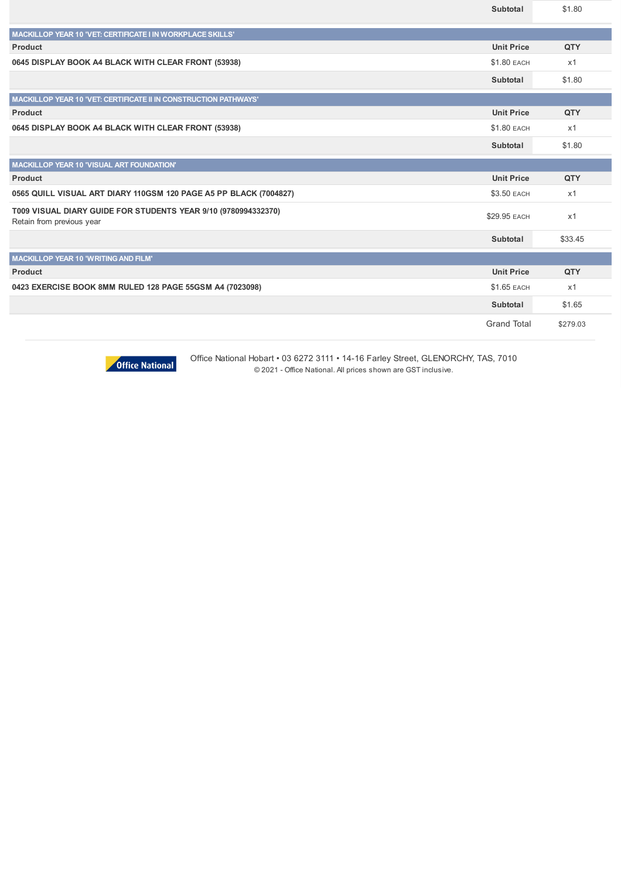| | | |
|---|---|---|
| | **Subtotal** | $1.80 |

| MACKILLOP YEAR 10 'VET: CERTIFICATE I IN WORKPLACE SKILLS' | | |
|---|---|---|
| **Product** | **Unit Price** | **QTY** |
| **0645 DISPLAY BOOK A4 BLACK WITH CLEAR FRONT (53938)** | $1.80 EACH | x1 |
| | **Subtotal** | $1.80 |

| MACKILLOP YEAR 10 'VET: CERTIFICATE II IN CONSTRUCTION PATHWAYS' | | |
|---|---|---|
| **Product** | **Unit Price** | **QTY** |
| **0645 DISPLAY BOOK A4 BLACK WITH CLEAR FRONT (53938)** | $1.80 EACH | x1 |
| | **Subtotal** | $1.80 |

| MACKILLOP YEAR 10 'VISUAL ART FOUNDATION' | | |
|---|---|---|
| **Product** | **Unit Price** | **QTY** |
| **0565 QUILL VISUAL ART DIARY 110GSM 120 PAGE A5 PP BLACK (7004827)** | $3.50 EACH | x1 |
| **T009 VISUAL DIARY GUIDE FOR STUDENTS YEAR 9/10 (9780994332370)** Retain from previous year | $29.95 EACH | x1 |
| | **Subtotal** | $33.45 |

| MACKILLOP YEAR 10 'WRITING AND FILM' | | |
|---|---|---|
| **Product** | **Unit Price** | **QTY** |
| **0423 EXERCISE BOOK 8MM RULED 128 PAGE 55GSM A4 (7023098)** | $1.65 EACH | x1 |
| | **Subtotal** | $1.65 |
| | Grand Total | $279.03 |

Office National

Office National Hobart • 03 6272 3111 • 14-16 Farley Street, GLENORCHY, TAS, 7010

© 2021 - Office National. All prices shown are GST inclusive.